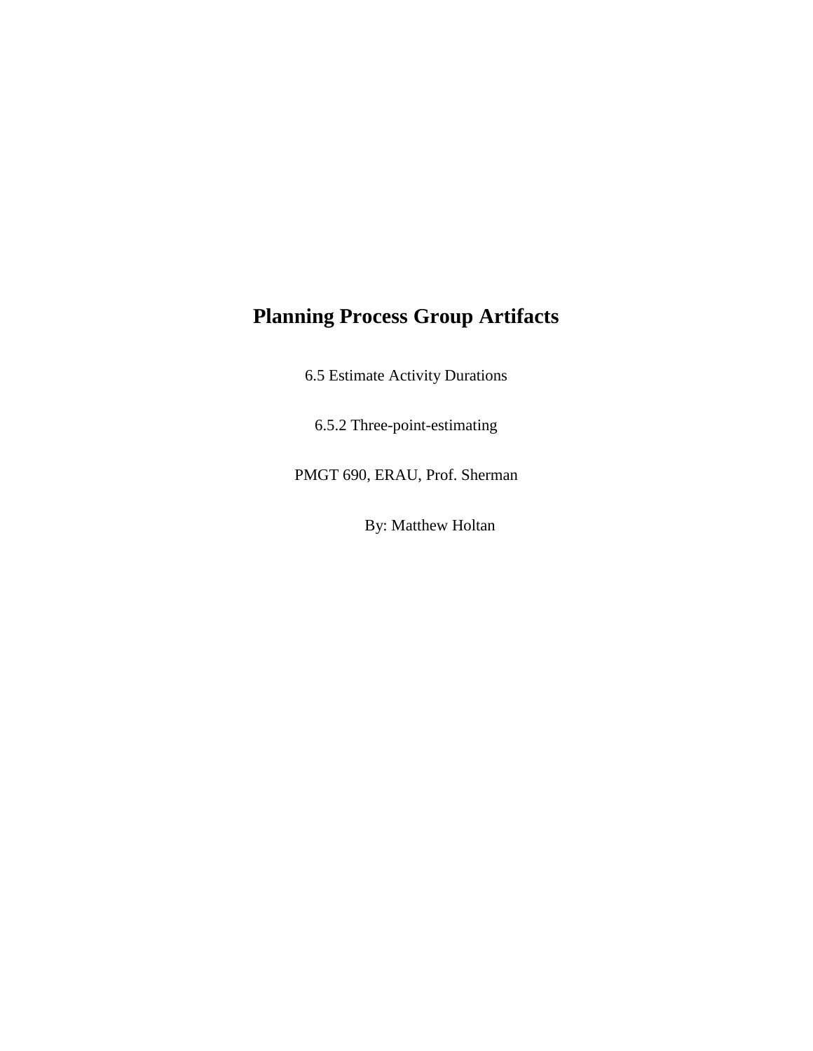# Planning Process Group Artifacts

6.5 Estimate Activity Durations

6.5.2 Three-point-estimating

PMGT 690, ERAU, Prof. Sherman

By: Matthew Holtan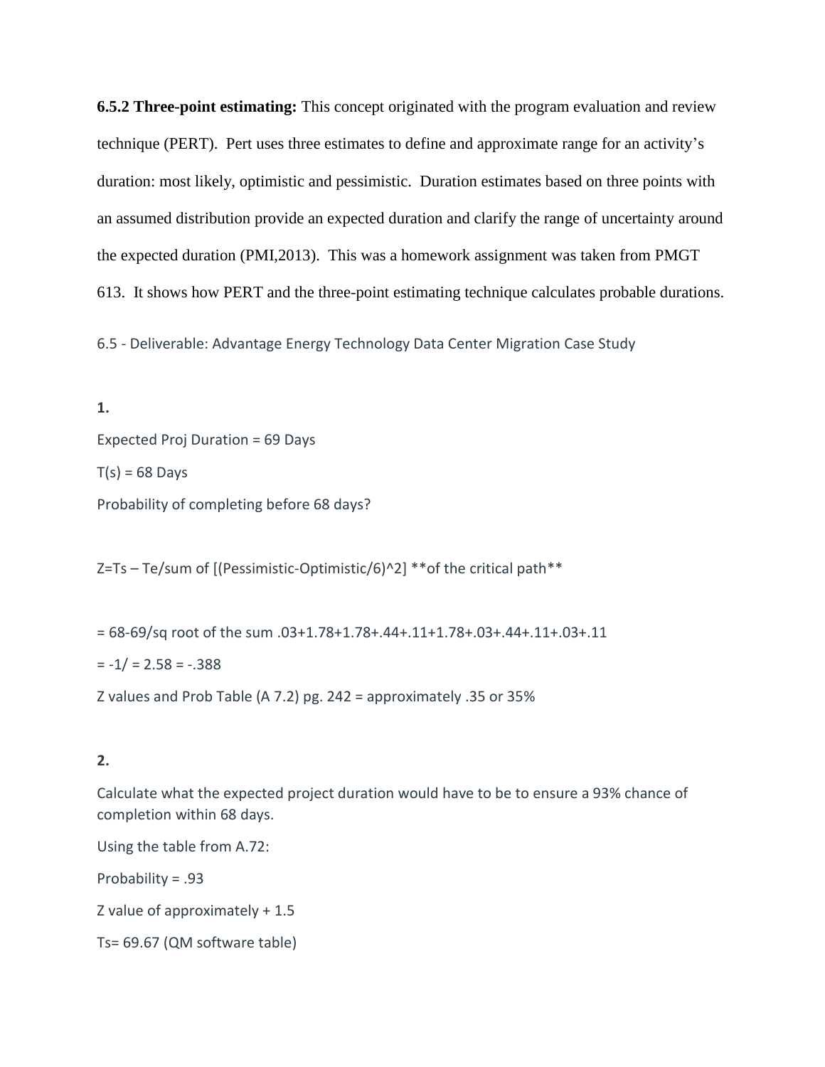**6.5.2 Three-point estimating:** This concept originated with the program evaluation and review technique (PERT). Pert uses three estimates to define and approximate range for an activity's duration: most likely, optimistic and pessimistic. Duration estimates based on three points with an assumed distribution provide an expected duration and clarify the range of uncertainty around the expected duration (PMI,2013). This was a homework assignment was taken from PMGT 613. It shows how PERT and the three-point estimating technique calculates probable durations.

6.5 - Deliverable: Advantage Energy Technology Data Center Migration Case Study

**1.**

Expected Proj Duration = 69 Days

T(s) = 68 Days

Probability of completing before 68 days?

Z=Ts – Te/sum of [(Pessimistic-Optimistic/6)^2] **of the critical path**

= 68-69/sq root of the sum .03+1.78+1.78+.44+.11+1.78+.03+.44+.11+.03+.11

= -1/ = 2.58 = -.388

Z values and Prob Table (A 7.2) pg. 242 = approximately .35 or 35%

**2.**

Calculate what the expected project duration would have to be to ensure a 93% chance of completion within 68 days.

Using the table from A.72:

Probability = .93

Z value of approximately + 1.5

Ts= 69.67 (QM software table)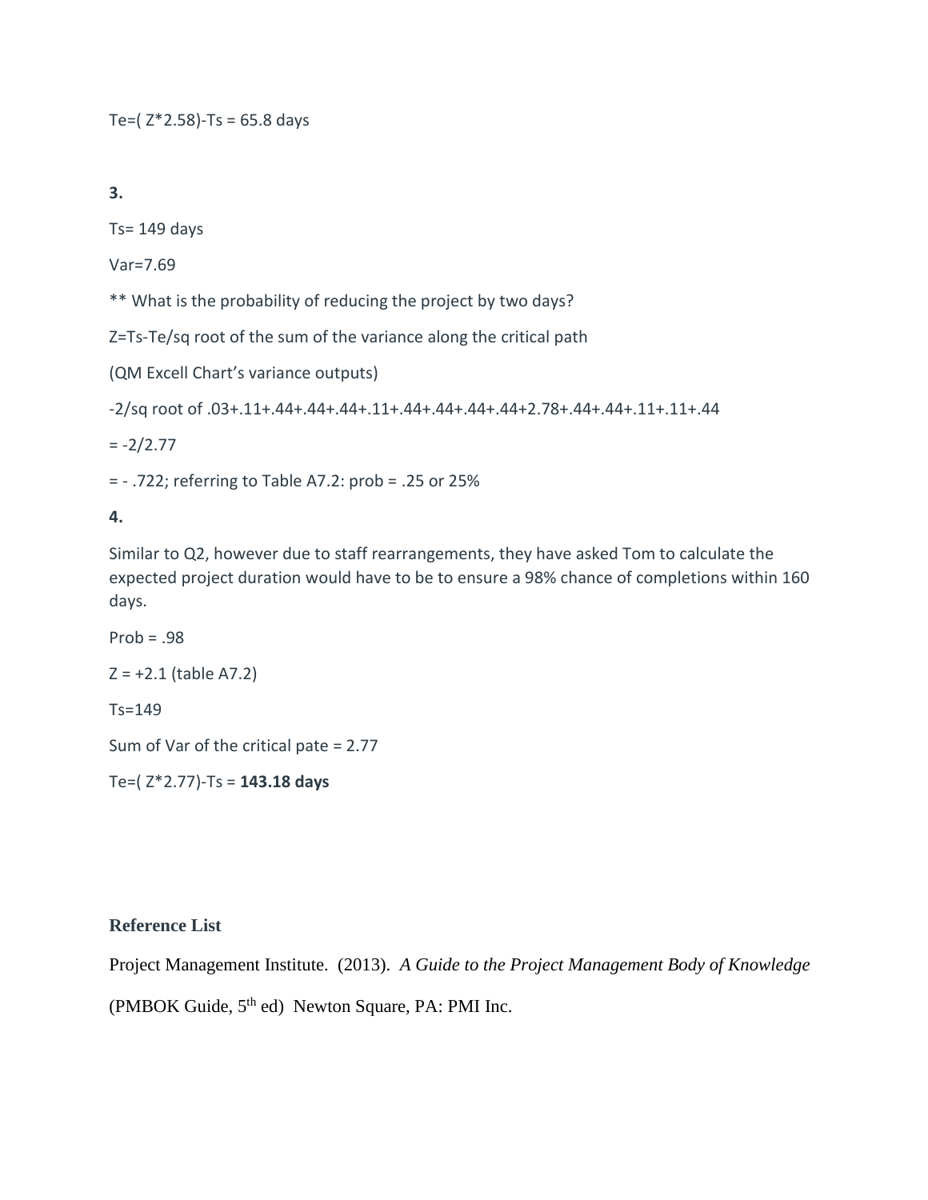Te=( Z*2.58)-Ts = 65.8 days

**3.**

Ts= 149 days

Var=7.69

** What is the probability of reducing the project by two days?

Z=Ts-Te/sq root of the sum of the variance along the critical path

(QM Excell Chart's variance outputs)

-2/sq root of .03+.11+.44+.44+.44+.11+.44+.44+.44+.44+2.78+.44+.44+.11+.11+.44

= -2/2.77

= - .722; referring to Table A7.2: prob = .25 or 25%

**4.**

Similar to Q2, however due to staff rearrangements, they have asked Tom to calculate the expected project duration would have to be to ensure a 98% chance of completions within 160 days.

Prob = .98

Z = +2.1 (table A7.2)

Ts=149

Sum of Var of the critical pate = 2.77

Te=( Z*2.77)-Ts = **143.18 days**

### Reference List

Project Management Institute. (2013). *A Guide to the Project Management Body of Knowledge* (PMBOK Guide, 5th ed) Newton Square, PA: PMI Inc.